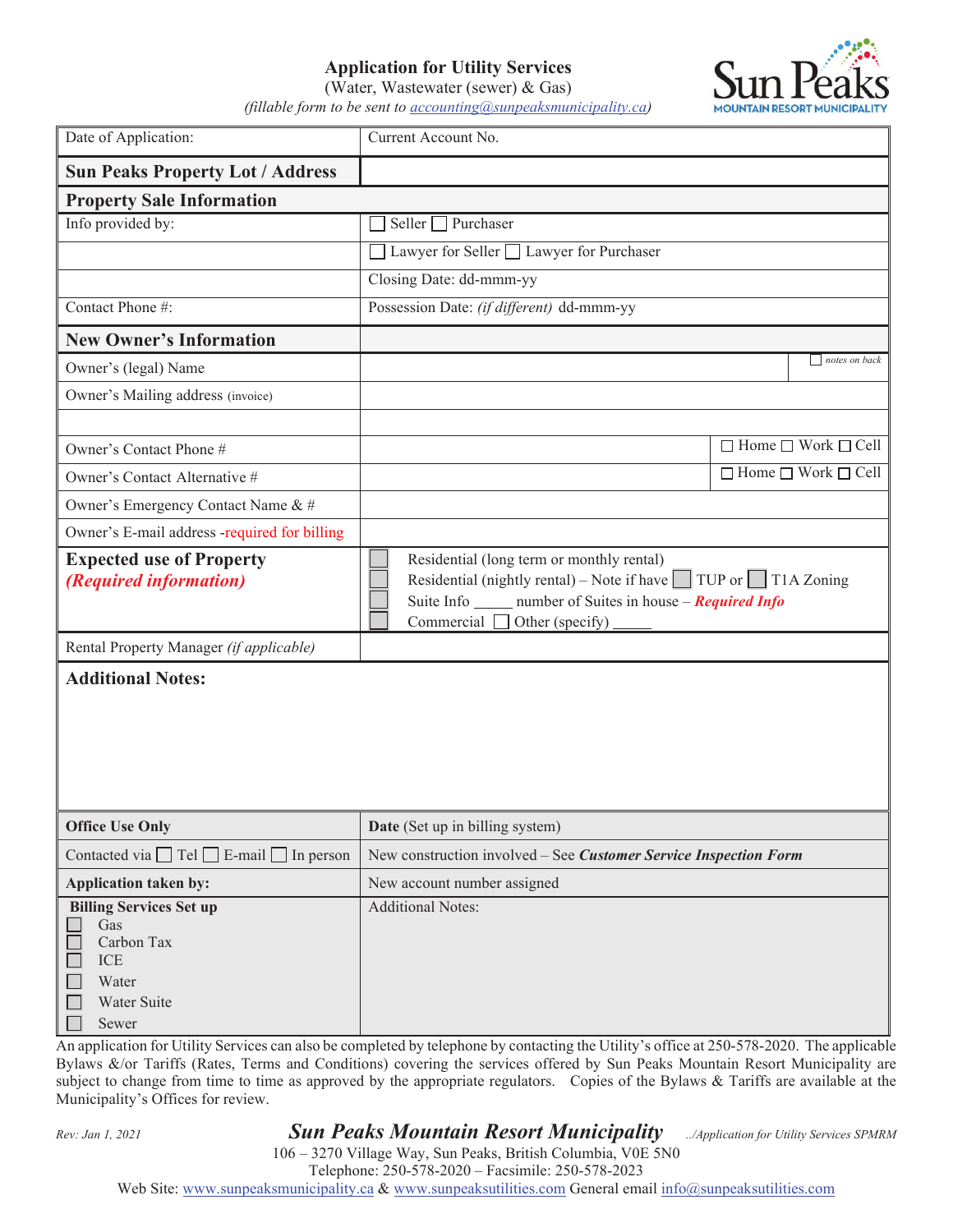# Application for Utility Services

(Water, Wastewater (sewer) & Gas)

*(fillable form to be sent to accounting@sunpeaksmunicipality.ca)*

Sun Peaks MOUNTAIN RESORT MUNICIPALITY

| Date of Application: | Current Account No. |
|---|---|
| **Sun Peaks Property Lot / Address** | |
| **Property Sale Information** | |
| Info provided by: | ☐ Seller ☐ Purchaser |
| | ☐ Lawyer for Seller ☐ Lawyer for Purchaser |
| | Closing Date: dd-mmm-yy |
| Contact Phone #: | Possession Date: *(if different)* dd-mmm-yy |
| **New Owner's Information** | |
| Owner's (legal) Name | ☐ *notes on back* |
| Owner's Mailing address (invoice) | |
| | |
| Owner's Contact Phone # | ☐ Home ☐ Work ☐ Cell |
| Owner's Contact Alternative # | ☐ Home ☐ Work ☐ Cell |
| Owner's Emergency Contact Name & # | |
| Owner's E-mail address -required for billing | |
| **Expected use of Property** ***(Required information)*** | ☐ Residential (long term or monthly rental)<br>☐ Residential (nightly rental) – Note if have ☐ TUP or ☐ T1A Zoning<br>☐ Suite Info _____ number of Suites in house – ***Required Info***<br>☐ Commercial ☐ Other (specify) _____ |
| Rental Property Manager *(if applicable)* | |

**Additional Notes:**

| **Office Use Only** | **Date** (Set up in billing system) |
|---|---|
| Contacted via ☐ Tel ☐ E-mail ☐ In person | New construction involved – See ***Customer Service Inspection Form*** |
| **Application taken by:** | New account number assigned |
| **Billing Services Set up**<br>☐ Gas<br>☐ Carbon Tax<br>☐ ICE<br>☐ Water<br>☐ Water Suite<br>☐ Sewer | Additional Notes: |

An application for Utility Services can also be completed by telephone by contacting the Utility's office at 250-578-2020. The applicable Bylaws &/or Tariffs (Rates, Terms and Conditions) covering the services offered by Sun Peaks Mountain Resort Municipality are subject to change from time to time as approved by the appropriate regulators. Copies of the Bylaws & Tariffs are available at the Municipality's Offices for review.

*Rev: Jan 1, 2021* ***Sun Peaks Mountain Resort Municipality*** *../Application for Utility Services SPMRM*

106 – 3270 Village Way, Sun Peaks, British Columbia, V0E 5N0
Telephone: 250-578-2020 – Facsimile: 250-578-2023
Web Site: www.sunpeaksmunicipality.ca & www.sunpeaksutilities.com General email info@sunpeaksutilities.com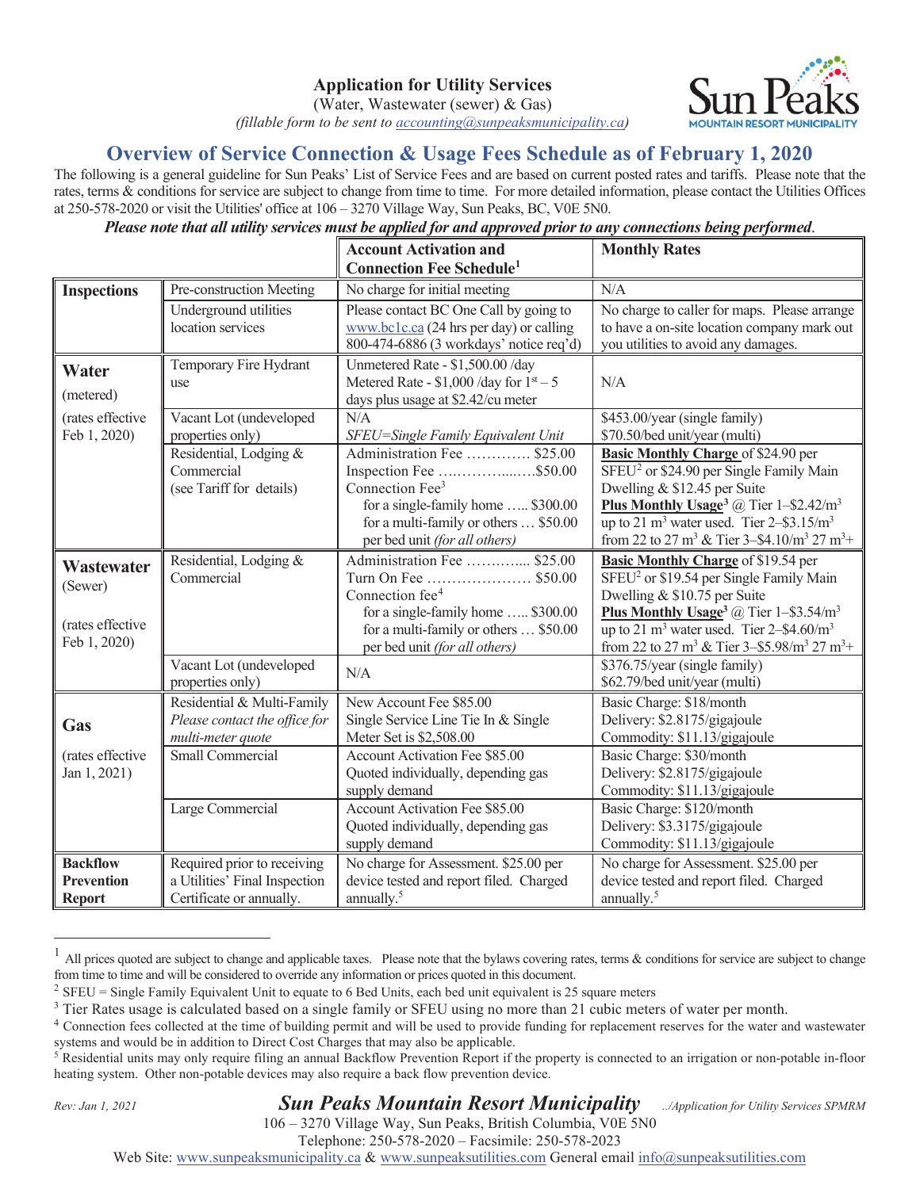**Application for Utility Services**

(Water, Wastewater (sewer) & Gas)

*(fillable form to be sent to accounting@sunpeaksmunicipality.ca)*

## Overview of Service Connection & Usage Fees Schedule as of February 1, 2020

The following is a general guideline for Sun Peaks' List of Service Fees and are based on current posted rates and tariffs. Please note that the rates, terms & conditions for service are subject to change from time to time. For more detailed information, please contact the Utilities Offices at 250-578-2020 or visit the Utilities' office at 106 – 3270 Village Way, Sun Peaks, BC, V0E 5N0.

***Please note that all utility services must be applied for and approved prior to any connections being performed.***

| | | **Account Activation and Connection Fee Schedule[1]** | **Monthly Rates** |
|---|---|---|---|
| **Inspections** | Pre-construction Meeting | No charge for initial meeting | N/A |
| | Underground utilities location services | Please contact BC One Call by going to www.bc1c.ca (24 hrs per day) or calling 800-474-6886 (3 workdays' notice req'd) | No charge to caller for maps. Please arrange to have a on-site location company mark out you utilities to avoid any damages. |
| **Water** (metered) (rates effective Feb 1, 2020) | Temporary Fire Hydrant use | Unmetered Rate - $1,500.00 /day<br>Metered Rate - $1,000 /day for 1st – 5 days plus usage at $2.42/cu meter | N/A |
| | Vacant Lot (undeveloped properties only) | N/A<br>*SFEU=Single Family Equivalent Unit* | $453.00/year (single family)<br>$70.50/bed unit/year (multi) |
| | Residential, Lodging & Commercial (see Tariff for details) | Administration Fee ............. $25.00<br>Inspection Fee ....................$50.00<br>Connection Fee[3]<br>for a single-family home ..... $300.00<br>for a multi-family or others ... $50.00 per bed unit *(for all others)* | **Basic Monthly Charge** of $24.90 per SFEU[2] or $24.90 per Single Family Main Dwelling & $12.45 per Suite<br>**Plus Monthly Usage[3]** @ Tier 1–$2.42/$m^3$ up to 21 $m^3$ water used. Tier 2–$3.15/$m^3$ from 22 to 27 $m^3$ & Tier 3–$4.10/$m^3$ 27 $m^3$+ |
| **Wastewater** (Sewer) (rates effective Feb 1, 2020) | Residential, Lodging & Commercial | Administration Fee ............. $25.00<br>Turn On Fee ..................... $50.00<br>Connection fee[4]<br>for a single-family home ..... $300.00<br>for a multi-family or others ... $50.00 per bed unit *(for all others)* | **Basic Monthly Charge** of $19.54 per SFEU[2] or $19.54 per Single Family Main Dwelling & $10.75 per Suite<br>**Plus Monthly Usage[3]** @ Tier 1–$3.54/$m^3$ up to 21 $m^3$ water used. Tier 2–$4.60/$m^3$ from 22 to 27 $m^3$ & Tier 3–$5.98/$m^3$ 27 $m^3$+ |
| | Vacant Lot (undeveloped properties only) | N/A | $376.75/year (single family)<br>$62.79/bed unit/year (multi) |
| **Gas** (rates effective Jan 1, 2021) | Residential & Multi-Family<br>*Please contact the office for multi-meter quote* | New Account Fee $85.00<br>Single Service Line Tie In & Single Meter Set is $2,508.00 | Basic Charge: $18/month<br>Delivery: $2.8175/gigajoule<br>Commodity: $11.13/gigajoule |
| | Small Commercial | Account Activation Fee $85.00<br>Quoted individually, depending gas supply demand | Basic Charge: $30/month<br>Delivery: $2.8175/gigajoule<br>Commodity: $11.13/gigajoule |
| | Large Commercial | Account Activation Fee $85.00<br>Quoted individually, depending gas supply demand | Basic Charge: $120/month<br>Delivery: $3.3175/gigajoule<br>Commodity: $11.13/gigajoule |
| **Backflow Prevention Report** | Required prior to receiving a Utilities' Final Inspection Certificate or annually. | No charge for Assessment. $25.00 per device tested and report filed. Charged annually.[5] | No charge for Assessment. $25.00 per device tested and report filed. Charged annually.[5] |

[1] All prices quoted are subject to change and applicable taxes. Please note that the bylaws covering rates, terms & conditions for service are subject to change from time to time and will be considered to override any information or prices quoted in this document.

[2] SFEU = Single Family Equivalent Unit to equate to 6 Bed Units, each bed unit equivalent is 25 square meters

[3] Tier Rates usage is calculated based on a single family or SFEU using no more than 21 cubic meters of water per month.

[4] Connection fees collected at the time of building permit and will be used to provide funding for replacement reserves for the water and wastewater systems and would be in addition to Direct Cost Charges that may also be applicable.

[5] Residential units may only require filing an annual Backflow Prevention Report if the property is connected to an irrigation or non-potable in-floor heating system. Other non-potable devices may also require a back flow prevention device.

Rev: Jan 1, 2021

***Sun Peaks Mountain Resort Municipality***

106 – 3270 Village Way, Sun Peaks, British Columbia, V0E 5N0

Telephone: 250-578-2020 – Facsimile: 250-578-2023

Web Site: www.sunpeaksmunicipality.ca & www.sunpeaksutilities.com General email info@sunpeaksutilities.com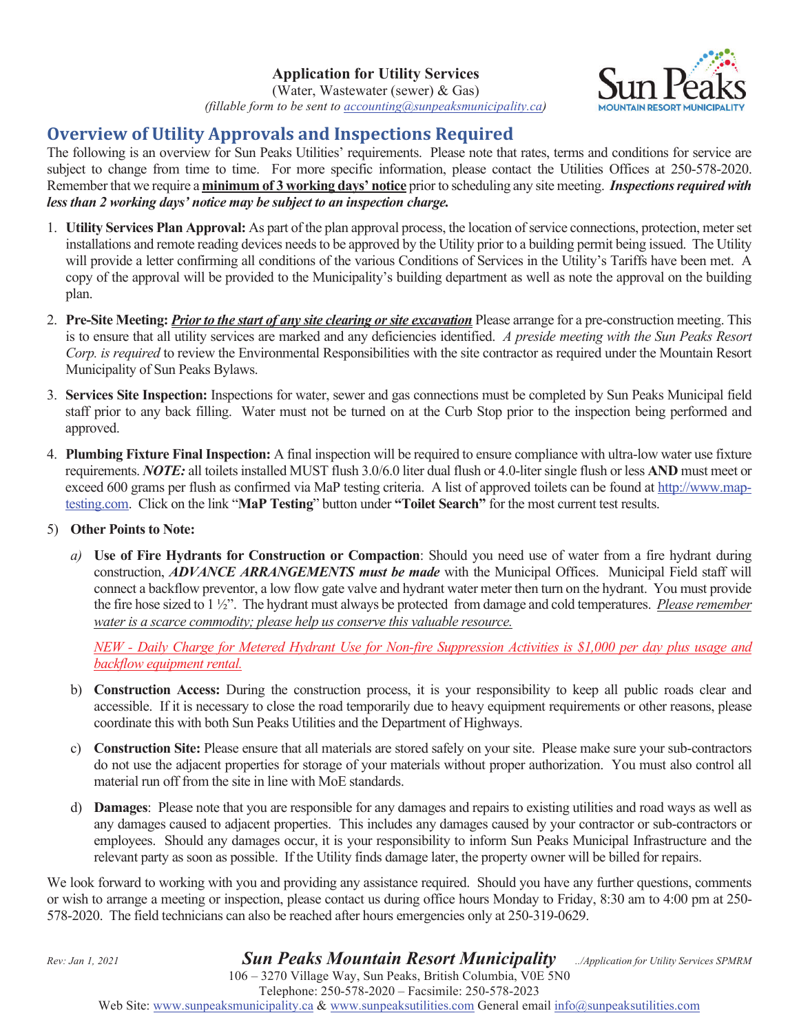**Application for Utility Services**
(Water, Wastewater (sewer) & Gas)
*(fillable form to be sent to accounting@sunpeaksmunicipality.ca)*

## Overview of Utility Approvals and Inspections Required

The following is an overview for Sun Peaks Utilities' requirements. Please note that rates, terms and conditions for service are subject to change from time to time. For more specific information, please contact the Utilities Offices at 250-578-2020. Remember that we require a **minimum of 3 working days' notice** prior to scheduling any site meeting. ***Inspections required with less than 2 working days' notice may be subject to an inspection charge.***

1. **Utility Services Plan Approval:** As part of the plan approval process, the location of service connections, protection, meter set installations and remote reading devices needs to be approved by the Utility prior to a building permit being issued. The Utility will provide a letter confirming all conditions of the various Conditions of Services in the Utility's Tariffs have been met. A copy of the approval will be provided to the Municipality's building department as well as note the approval on the building plan.

2. **Pre-Site Meeting:** ***Prior to the start of any site clearing or site excavation*** Please arrange for a pre-construction meeting. This is to ensure that all utility services are marked and any deficiencies identified. *A preside meeting with the Sun Peaks Resort Corp. is required* to review the Environmental Responsibilities with the site contractor as required under the Mountain Resort Municipality of Sun Peaks Bylaws.

3. **Services Site Inspection:** Inspections for water, sewer and gas connections must be completed by Sun Peaks Municipal field staff prior to any back filling. Water must not be turned on at the Curb Stop prior to the inspection being performed and approved.

4. **Plumbing Fixture Final Inspection:** A final inspection will be required to ensure compliance with ultra-low water use fixture requirements. ***NOTE:*** all toilets installed MUST flush 3.0/6.0 liter dual flush or 4.0-liter single flush or less **AND** must meet or exceed 600 grams per flush as confirmed via MaP testing criteria. A list of approved toilets can be found at http://www.map-testing.com. Click on the link "**MaP Testing**" button under **"Toilet Search"** for the most current test results.

5) **Other Points to Note:**

   *a)* **Use of Fire Hydrants for Construction or Compaction**: Should you need use of water from a fire hydrant during construction, ***ADVANCE ARRANGEMENTS must be made*** with the Municipal Offices. Municipal Field staff will connect a backflow preventor, a low flow gate valve and hydrant water meter then turn on the hydrant. You must provide the fire hose sized to 1 ½". The hydrant must always be protected from damage and cold temperatures. *Please remember water is a scarce commodity; please help us conserve this valuable resource.*

   *NEW - Daily Charge for Metered Hydrant Use for Non-fire Suppression Activities is $1,000 per day plus usage and backflow equipment rental.*

   b) **Construction Access:** During the construction process, it is your responsibility to keep all public roads clear and accessible. If it is necessary to close the road temporarily due to heavy equipment requirements or other reasons, please coordinate this with both Sun Peaks Utilities and the Department of Highways.

   c) **Construction Site:** Please ensure that all materials are stored safely on your site. Please make sure your sub-contractors do not use the adjacent properties for storage of your materials without proper authorization. You must also control all material run off from the site in line with MoE standards.

   d) **Damages**: Please note that you are responsible for any damages and repairs to existing utilities and road ways as well as any damages caused to adjacent properties. This includes any damages caused by your contractor or sub-contractors or employees. Should any damages occur, it is your responsibility to inform Sun Peaks Municipal Infrastructure and the relevant party as soon as possible. If the Utility finds damage later, the property owner will be billed for repairs.

We look forward to working with you and providing any assistance required. Should you have any further questions, comments or wish to arrange a meeting or inspection, please contact us during office hours Monday to Friday, 8:30 am to 4:00 pm at 250-578-2020. The field technicians can also be reached after hours emergencies only at 250-319-0629.

*Rev: Jan 1, 2021*

***Sun Peaks Mountain Resort Municipality***

106 – 3270 Village Way, Sun Peaks, British Columbia, V0E 5N0
Telephone: 250-578-2020 – Facsimile: 250-578-2023
Web Site: www.sunpeaksmunicipality.ca & www.sunpeaksutilities.com General email info@sunpeaksutilities.com